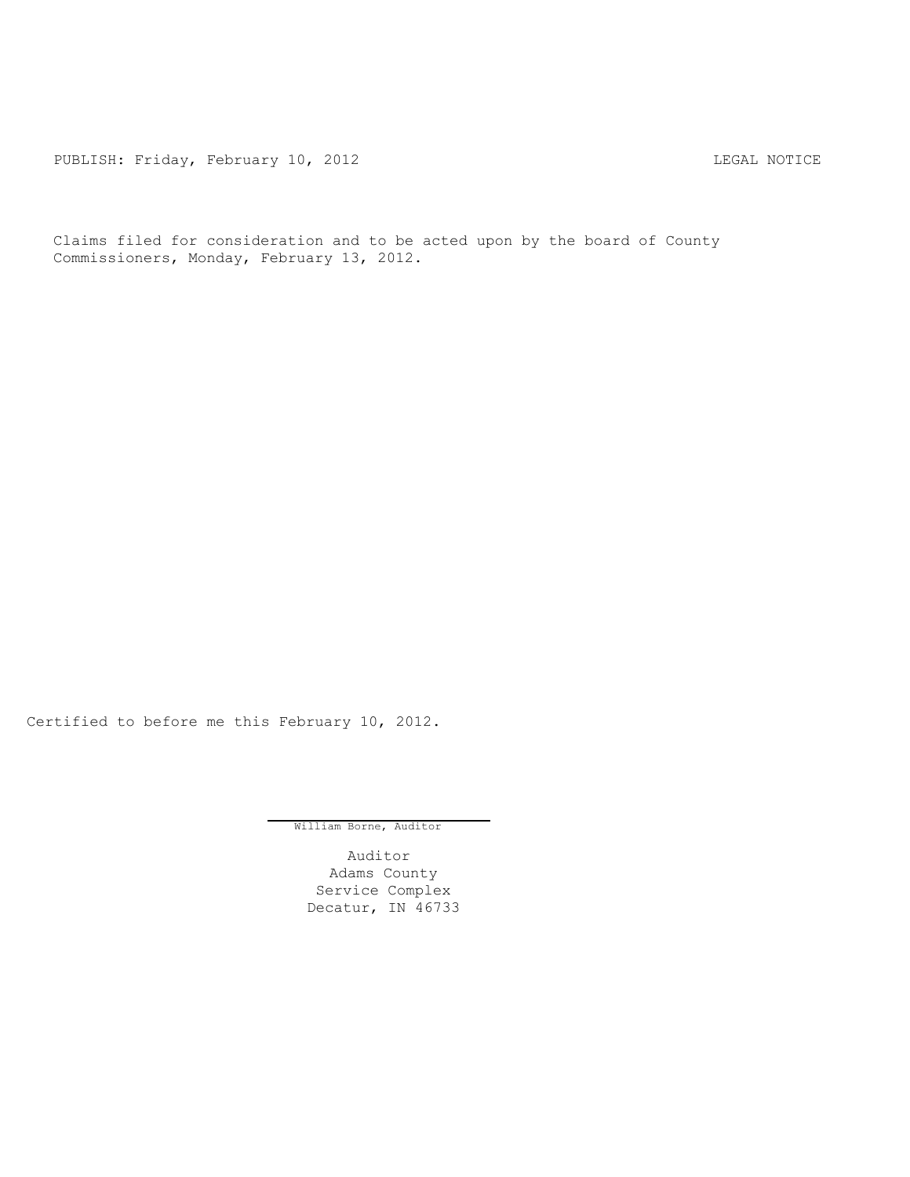PUBLISH: Friday, February 10, 2012 LEGAL NOTICE

Claims filed for consideration and to be acted upon by the board of County Commissioners, Monday, February 13, 2012.

Certified to before me this February 10, 2012.

William Borne, Auditor

Auditor
Adams County
Service Complex
Decatur, IN 46733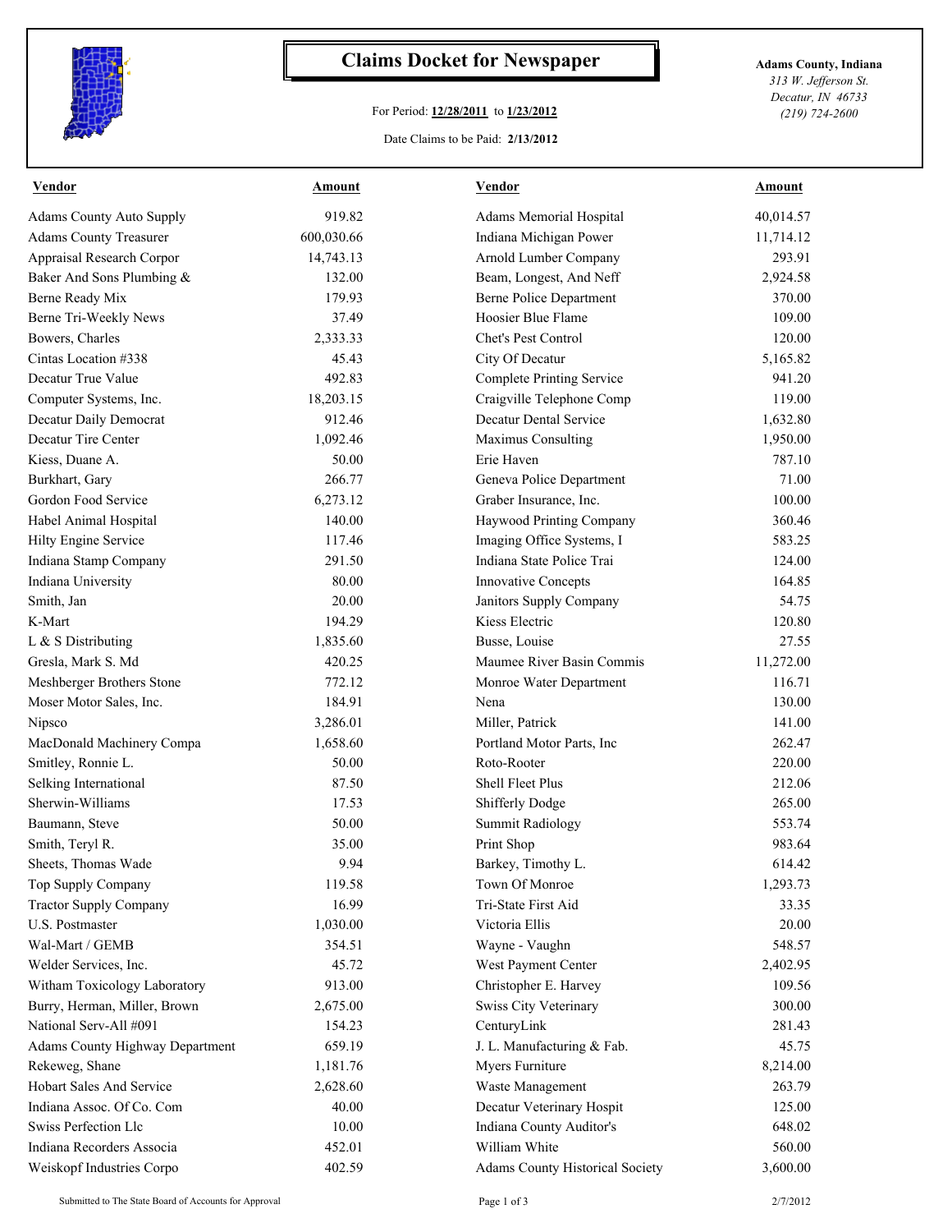# Claims Docket for Newspaper

For Period: **12/28/2011** to **1/23/2012**

Date Claims to be Paid: **2/13/2012**

**Adams County, Indiana**
*313 W. Jefferson St.*
*Decatur, IN 46733*
*(219) 724-2600*

| Vendor | Amount | Vendor | Amount |
|---|---|---|---|
| Adams County Auto Supply | 919.82 | Adams Memorial Hospital | 40,014.57 |
| Adams County Treasurer | 600,030.66 | Indiana Michigan Power | 11,714.12 |
| Appraisal Research Corpor | 14,743.13 | Arnold Lumber Company | 293.91 |
| Baker And Sons Plumbing & | 132.00 | Beam, Longest, And Neff | 2,924.58 |
| Berne Ready Mix | 179.93 | Berne Police Department | 370.00 |
| Berne Tri-Weekly News | 37.49 | Hoosier Blue Flame | 109.00 |
| Bowers, Charles | 2,333.33 | Chet's Pest Control | 120.00 |
| Cintas Location #338 | 45.43 | City Of Decatur | 5,165.82 |
| Decatur True Value | 492.83 | Complete Printing Service | 941.20 |
| Computer Systems, Inc. | 18,203.15 | Craigville Telephone Comp | 119.00 |
| Decatur Daily Democrat | 912.46 | Decatur Dental Service | 1,632.80 |
| Decatur Tire Center | 1,092.46 | Maximus Consulting | 1,950.00 |
| Kiess, Duane A. | 50.00 | Erie Haven | 787.10 |
| Burkhart, Gary | 266.77 | Geneva Police Department | 71.00 |
| Gordon Food Service | 6,273.12 | Graber Insurance, Inc. | 100.00 |
| Habel Animal Hospital | 140.00 | Haywood Printing Company | 360.46 |
| Hilty Engine Service | 117.46 | Imaging Office Systems, I | 583.25 |
| Indiana Stamp Company | 291.50 | Indiana State Police Trai | 124.00 |
| Indiana University | 80.00 | Innovative Concepts | 164.85 |
| Smith, Jan | 20.00 | Janitors Supply Company | 54.75 |
| K-Mart | 194.29 | Kiess Electric | 120.80 |
| L & S Distributing | 1,835.60 | Busse, Louise | 27.55 |
| Gresla, Mark S. Md | 420.25 | Maumee River Basin Commis | 11,272.00 |
| Meshberger Brothers Stone | 772.12 | Monroe Water Department | 116.71 |
| Moser Motor Sales, Inc. | 184.91 | Nena | 130.00 |
| Nipsco | 3,286.01 | Miller, Patrick | 141.00 |
| MacDonald Machinery Compa | 1,658.60 | Portland Motor Parts, Inc | 262.47 |
| Smitley, Ronnie L. | 50.00 | Roto-Rooter | 220.00 |
| Selking International | 87.50 | Shell Fleet Plus | 212.06 |
| Sherwin-Williams | 17.53 | Shifferly Dodge | 265.00 |
| Baumann, Steve | 50.00 | Summit Radiology | 553.74 |
| Smith, Teryl R. | 35.00 | Print Shop | 983.64 |
| Sheets, Thomas Wade | 9.94 | Barkey, Timothy L. | 614.42 |
| Top Supply Company | 119.58 | Town Of Monroe | 1,293.73 |
| Tractor Supply Company | 16.99 | Tri-State First Aid | 33.35 |
| U.S. Postmaster | 1,030.00 | Victoria Ellis | 20.00 |
| Wal-Mart / GEMB | 354.51 | Wayne - Vaughn | 548.57 |
| Welder Services, Inc. | 45.72 | West Payment Center | 2,402.95 |
| Witham Toxicology Laboratory | 913.00 | Christopher E. Harvey | 109.56 |
| Burry, Herman, Miller, Brown | 2,675.00 | Swiss City Veterinary | 300.00 |
| National Serv-All #091 | 154.23 | CenturyLink | 281.43 |
| Adams County Highway Department | 659.19 | J. L. Manufacturing & Fab. | 45.75 |
| Rekeweg, Shane | 1,181.76 | Myers Furniture | 8,214.00 |
| Hobart Sales And Service | 2,628.60 | Waste Management | 263.79 |
| Indiana Assoc. Of Co. Com | 40.00 | Decatur Veterinary Hospit | 125.00 |
| Swiss Perfection Llc | 10.00 | Indiana County Auditor's | 648.02 |
| Indiana Recorders Associa | 452.01 | William White | 560.00 |
| Weiskopf Industries Corpo | 402.59 | Adams County Historical Society | 3,600.00 |

Submitted to The State Board of Accounts for Approval — 2/7/2012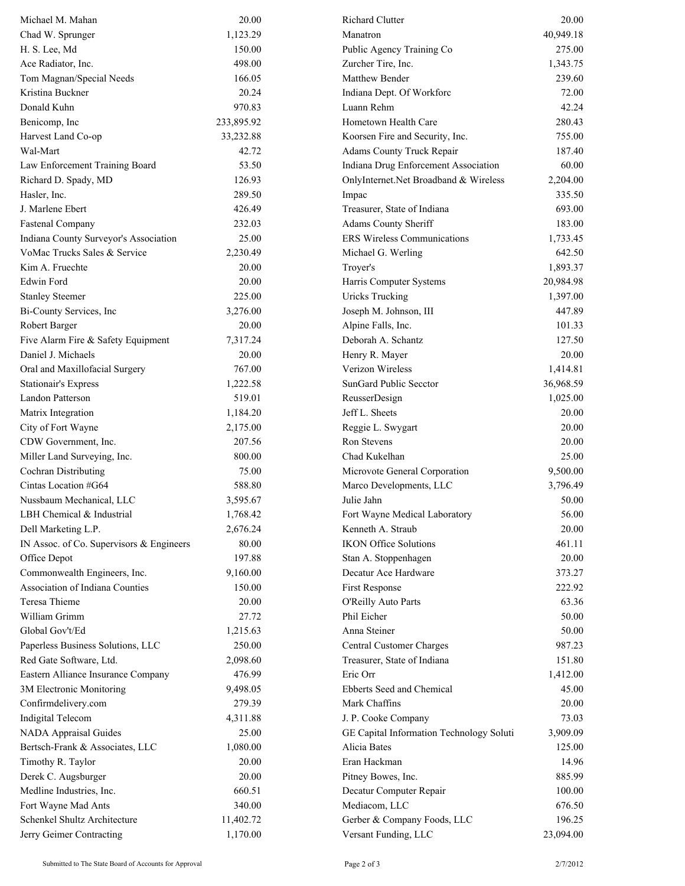| Name | Amount |
|---|---|
| Michael M. Mahan | 20.00 |
| Chad W. Sprunger | 1,123.29 |
| H. S. Lee, Md | 150.00 |
| Ace Radiator, Inc. | 498.00 |
| Tom Magnan/Special Needs | 166.05 |
| Kristina Buckner | 20.24 |
| Donald Kuhn | 970.83 |
| Benicomp, Inc | 233,895.92 |
| Harvest Land Co-op | 33,232.88 |
| Wal-Mart | 42.72 |
| Law Enforcement Training Board | 53.50 |
| Richard D. Spady, MD | 126.93 |
| Hasler, Inc. | 289.50 |
| J. Marlene Ebert | 426.49 |
| Fastenal Company | 232.03 |
| Indiana County Surveyor's Association | 25.00 |
| VoMac Trucks Sales & Service | 2,230.49 |
| Kim A. Fruechte | 20.00 |
| Edwin Ford | 20.00 |
| Stanley Steemer | 225.00 |
| Bi-County Services, Inc | 3,276.00 |
| Robert Barger | 20.00 |
| Five Alarm Fire & Safety Equipment | 7,317.24 |
| Daniel J. Michaels | 20.00 |
| Oral and Maxillofacial Surgery | 767.00 |
| Stationair's Express | 1,222.58 |
| Landon Patterson | 519.01 |
| Matrix Integration | 1,184.20 |
| City of Fort Wayne | 2,175.00 |
| CDW Government, Inc. | 207.56 |
| Miller Land Surveying, Inc. | 800.00 |
| Cochran Distributing | 75.00 |
| Cintas Location #G64 | 588.80 |
| Nussbaum Mechanical, LLC | 3,595.67 |
| LBH Chemical & Industrial | 1,768.42 |
| Dell Marketing L.P. | 2,676.24 |
| IN Assoc. of Co. Supervisors & Engineers | 80.00 |
| Office Depot | 197.88 |
| Commonwealth Engineers, Inc. | 9,160.00 |
| Association of Indiana Counties | 150.00 |
| Teresa Thieme | 20.00 |
| William Grimm | 27.72 |
| Global Gov't/Ed | 1,215.63 |
| Paperless Business Solutions, LLC | 250.00 |
| Red Gate Software, Ltd. | 2,098.60 |
| Eastern Alliance Insurance Company | 476.99 |
| 3M Electronic Monitoring | 9,498.05 |
| Confirmdelivery.com | 279.39 |
| Indigital Telecom | 4,311.88 |
| NADA Appraisal Guides | 25.00 |
| Bertsch-Frank & Associates, LLC | 1,080.00 |
| Timothy R. Taylor | 20.00 |
| Derek C. Augsburger | 20.00 |
| Medline Industries, Inc. | 660.51 |
| Fort Wayne Mad Ants | 340.00 |
| Schenkel Shultz Architecture | 11,402.72 |
| Jerry Geimer Contracting | 1,170.00 |
| Richard Clutter | 20.00 |
| Manatron | 40,949.18 |
| Public Agency Training Co | 275.00 |
| Zurcher Tire, Inc. | 1,343.75 |
| Matthew Bender | 239.60 |
| Indiana Dept. Of Workforc | 72.00 |
| Luann Rehm | 42.24 |
| Hometown Health Care | 280.43 |
| Koorsen Fire and Security, Inc. | 755.00 |
| Adams County Truck Repair | 187.40 |
| Indiana Drug Enforcement Association | 60.00 |
| OnlyInternet.Net Broadband & Wireless | 2,204.00 |
| Impac | 335.50 |
| Treasurer, State of Indiana | 693.00 |
| Adams County Sheriff | 183.00 |
| ERS Wireless Communications | 1,733.45 |
| Michael G. Werling | 642.50 |
| Troyer's | 1,893.37 |
| Harris Computer Systems | 20,984.98 |
| Uricks Trucking | 1,397.00 |
| Joseph M. Johnson, III | 447.89 |
| Alpine Falls, Inc. | 101.33 |
| Deborah A. Schantz | 127.50 |
| Henry R. Mayer | 20.00 |
| Verizon Wireless | 1,414.81 |
| SunGard Public Secctor | 36,968.59 |
| ReusserDesign | 1,025.00 |
| Jeff L. Sheets | 20.00 |
| Reggie L. Swygart | 20.00 |
| Ron Stevens | 20.00 |
| Chad Kukelhan | 25.00 |
| Microvote General Corporation | 9,500.00 |
| Marco Developments, LLC | 3,796.49 |
| Julie Jahn | 50.00 |
| Fort Wayne Medical Laboratory | 56.00 |
| Kenneth A. Straub | 20.00 |
| IKON Office Solutions | 461.11 |
| Stan A. Stoppenhagen | 20.00 |
| Decatur Ace Hardware | 373.27 |
| First Response | 222.92 |
| O'Reilly Auto Parts | 63.36 |
| Phil Eicher | 50.00 |
| Anna Steiner | 50.00 |
| Central Customer Charges | 987.23 |
| Treasurer, State of Indiana | 151.80 |
| Eric Orr | 1,412.00 |
| Ebberts Seed and Chemical | 45.00 |
| Mark Chaffins | 20.00 |
| J. P. Cooke Company | 73.03 |
| GE Capital Information Technology Soluti | 3,909.09 |
| Alicia Bates | 125.00 |
| Eran Hackman | 14.96 |
| Pitney Bowes, Inc. | 885.99 |
| Decatur Computer Repair | 100.00 |
| Mediacom, LLC | 676.50 |
| Gerber & Company Foods, LLC | 196.25 |
| Versant Funding, LLC | 23,094.00 |

Submitted to The State Board of Accounts for Approval 2/7/2012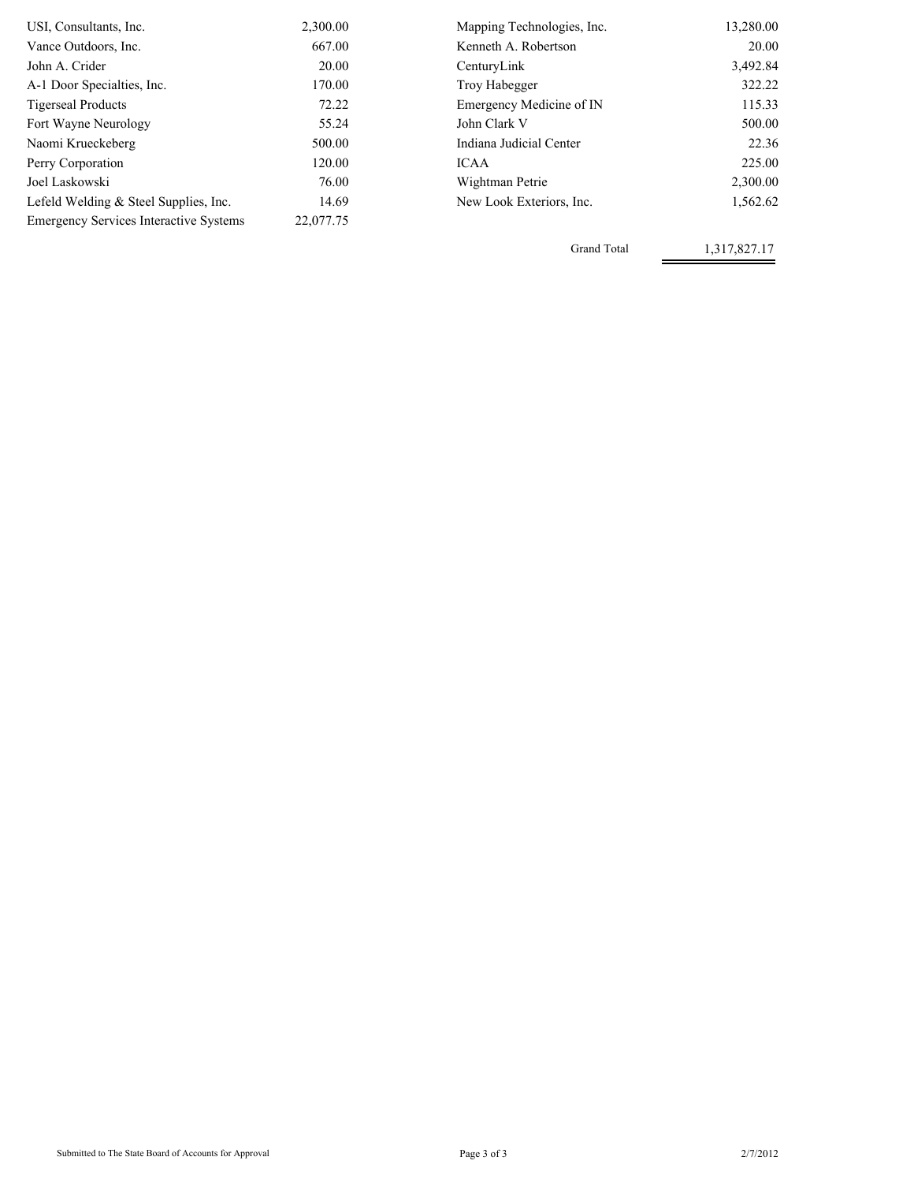| | | | |
|---|---|---|---|
| USI, Consultants, Inc. | 2,300.00 | Mapping Technologies, Inc. | 13,280.00 |
| Vance Outdoors, Inc. | 667.00 | Kenneth A. Robertson | 20.00 |
| John A. Crider | 20.00 | CenturyLink | 3,492.84 |
| A-1 Door Specialties, Inc. | 170.00 | Troy Habegger | 322.22 |
| Tigerseal Products | 72.22 | Emergency Medicine of IN | 115.33 |
| Fort Wayne Neurology | 55.24 | John Clark V | 500.00 |
| Naomi Krueckeberg | 500.00 | Indiana Judicial Center | 22.36 |
| Perry Corporation | 120.00 | ICAA | 225.00 |
| Joel Laskowski | 76.00 | Wightman Petrie | 2,300.00 |
| Lefeld Welding & Steel Supplies, Inc. | 14.69 | New Look Exteriors, Inc. | 1,562.62 |
| Emergency Services Interactive Systems | 22,077.75 | | |
| | | Grand Total | 1,317,827.17 |

Submitted to The State Board of Accounts for Approval

2/7/2012